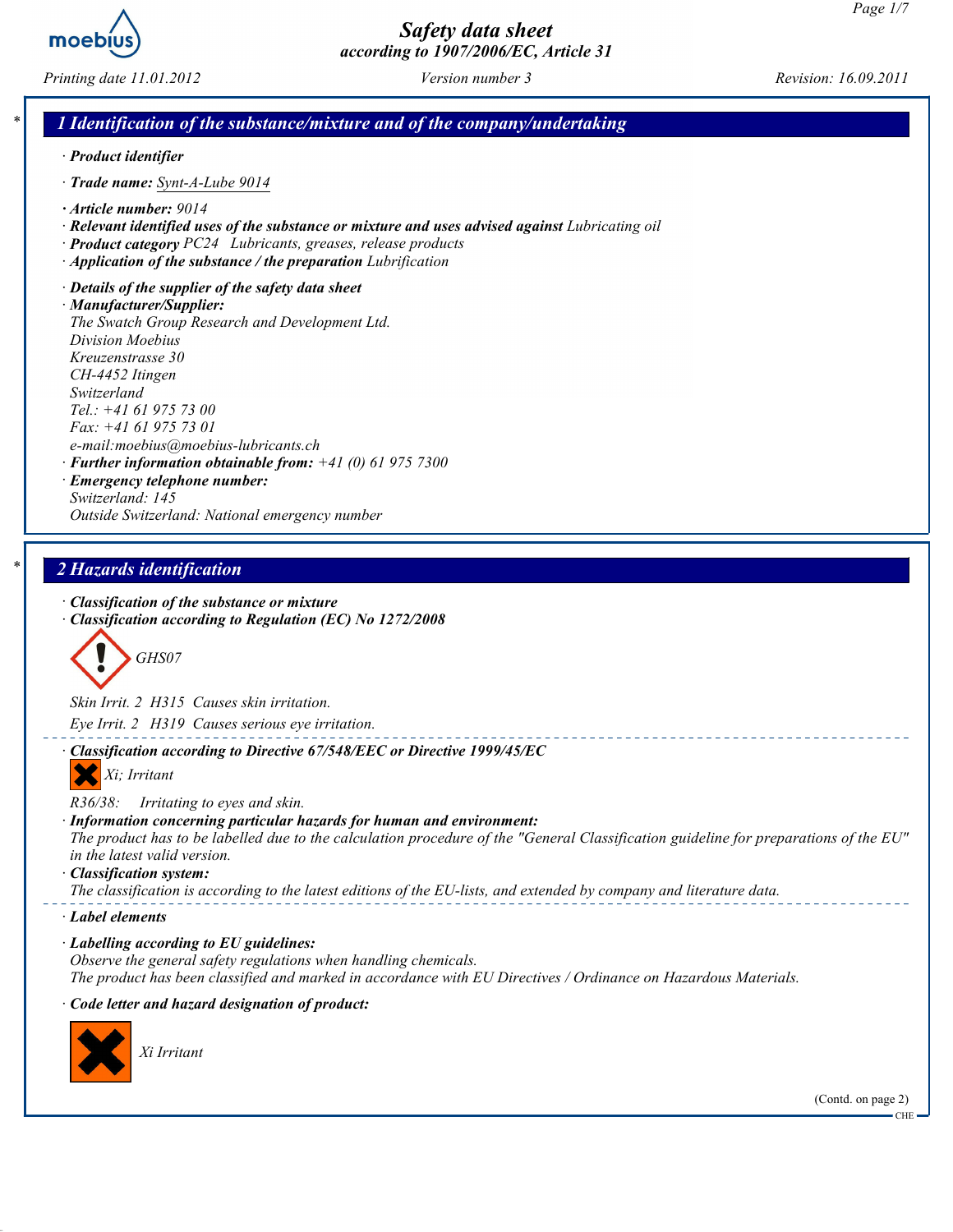# Safety data sheet
*according to 1907/2006/EC, Article 31*

Printing date 11.01.2012 | Version number 3 | Revision: 16.09.2011

## 1 Identification of the substance/mixture and of the company/undertaking

· **Product identifier**

· **Trade name:** Synt-A-Lube 9014

· **Article number:** 9014
· **Relevant identified uses of the substance or mixture and uses advised against** Lubricating oil
· **Product category** PC24 Lubricants, greases, release products
· **Application of the substance / the preparation** Lubrication

· **Details of the supplier of the safety data sheet**
· **Manufacturer/Supplier:**
The Swatch Group Research and Development Ltd.
Division Moebius
Kreuzenstrasse 30
CH-4452 Itingen
Switzerland
Tel.: +41 61 975 73 00
Fax: +41 61 975 73 01
e-mail:moebius@moebius-lubricants.ch
· **Further information obtainable from:** +41 (0) 61 975 7300
· **Emergency telephone number:**
Switzerland: 145
Outside Switzerland: National emergency number

## 2 Hazards identification

· **Classification of the substance or mixture**
· **Classification according to Regulation (EC) No 1272/2008**

GHS07

Skin Irrit. 2 H315 Causes skin irritation.

Eye Irrit. 2 H319 Causes serious eye irritation.

· **Classification according to Directive 67/548/EEC or Directive 1999/45/EC**

Xi; Irritant

R36/38: Irritating to eyes and skin.
· **Information concerning particular hazards for human and environment:**
The product has to be labelled due to the calculation procedure of the "General Classification guideline for preparations of the EU" in the latest valid version.
· **Classification system:**
The classification is according to the latest editions of the EU-lists, and extended by company and literature data.

· **Label elements**

· **Labelling according to EU guidelines:**
Observe the general safety regulations when handling chemicals.
The product has been classified and marked in accordance with EU Directives / Ordinance on Hazardous Materials.

· **Code letter and hazard designation of product:**

Xi Irritant

(Contd. on page 2)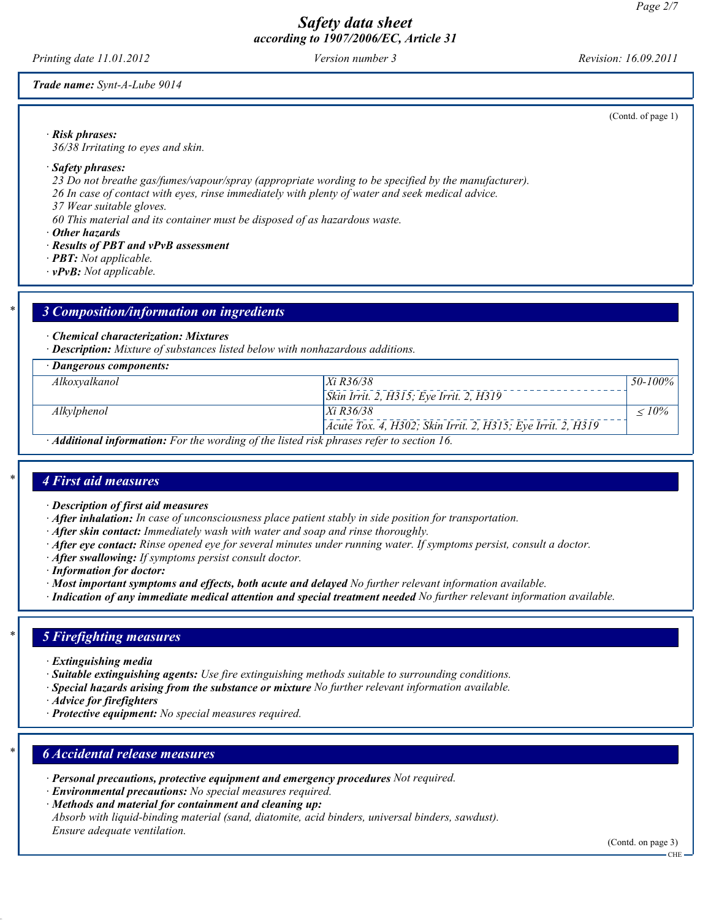(Contd. of page 1)

· **Risk phrases:**
36/38 Irritating to eyes and skin.

· **Safety phrases:**
23 Do not breathe gas/fumes/vapour/spray (appropriate wording to be specified by the manufacturer).
26 In case of contact with eyes, rinse immediately with plenty of water and seek medical advice.
37 Wear suitable gloves.
60 This material and its container must be disposed of as hazardous waste.

· **Other hazards**
· **Results of PBT and vPvB assessment**
· **PBT:** Not applicable.
· **vPvB:** Not applicable.

## 3 Composition/information on ingredients

· **Chemical characterization: Mixtures**
· **Description:** Mixture of substances listed below with nonhazardous additions.

| · Dangerous components: | | |
|---|---|---|
| Alkoxyalkanol | Xi R36/38<br>Skin Irrit. 2, H315; Eye Irrit. 2, H319 | 50-100% |
| Alkylphenol | Xi R36/38<br>Acute Tox. 4, H302; Skin Irrit. 2, H315; Eye Irrit. 2, H319 | ≤ 10% |

· **Additional information:** For the wording of the listed risk phrases refer to section 16.

## 4 First aid measures

· **Description of first aid measures**
· **After inhalation:** In case of unconsciousness place patient stably in side position for transportation.
· **After skin contact:** Immediately wash with water and soap and rinse thoroughly.
· **After eye contact:** Rinse opened eye for several minutes under running water. If symptoms persist, consult a doctor.
· **After swallowing:** If symptoms persist consult doctor.
· **Information for doctor:**
· **Most important symptoms and effects, both acute and delayed** No further relevant information available.
· **Indication of any immediate medical attention and special treatment needed** No further relevant information available.

## 5 Firefighting measures

· **Extinguishing media**
· **Suitable extinguishing agents:** Use fire extinguishing methods suitable to surrounding conditions.
· **Special hazards arising from the substance or mixture** No further relevant information available.
· **Advice for firefighters**
· **Protective equipment:** No special measures required.

## 6 Accidental release measures

· **Personal precautions, protective equipment and emergency procedures** Not required.
· **Environmental precautions:** No special measures required.
· **Methods and material for containment and cleaning up:**
Absorb with liquid-binding material (sand, diatomite, acid binders, universal binders, sawdust).
Ensure adequate ventilation.

(Contd. on page 3)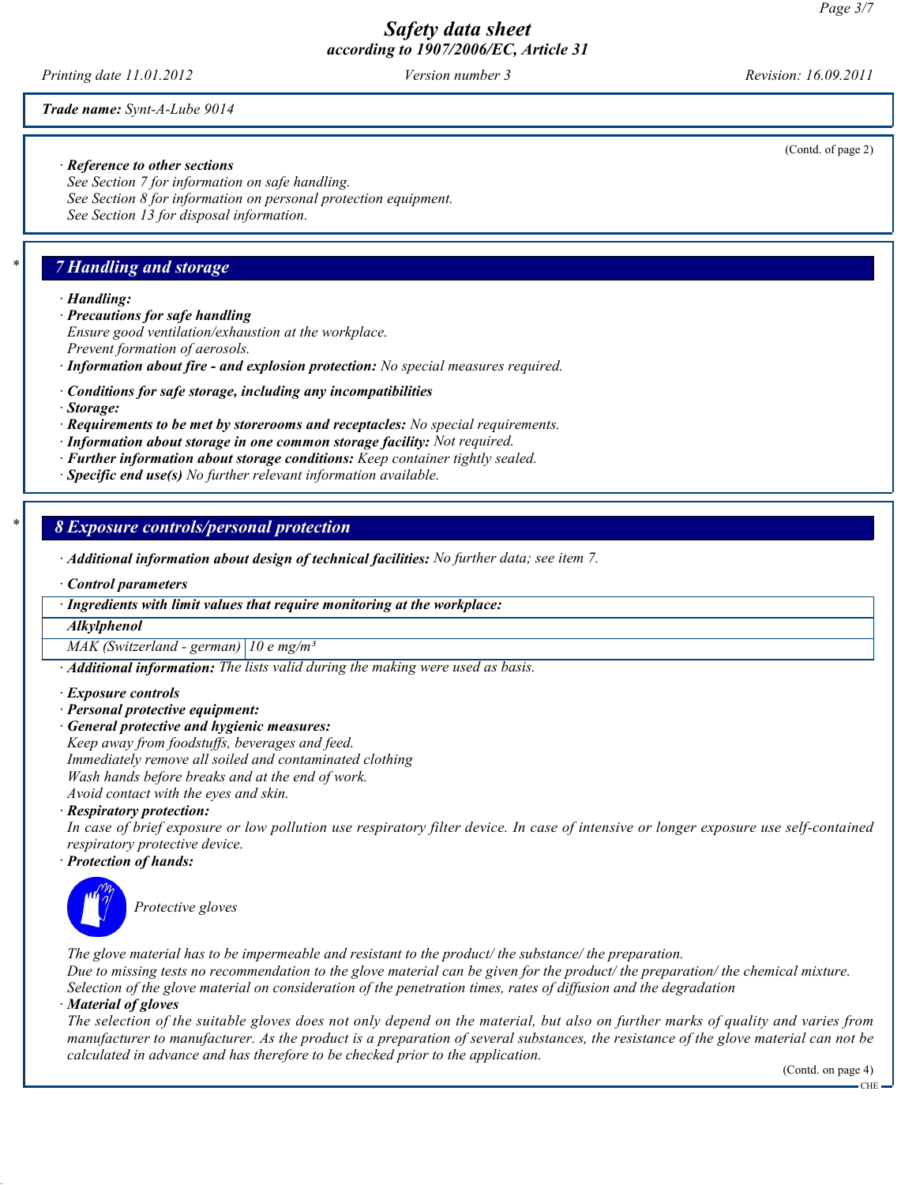**Trade name:** *Synt-A-Lube 9014*

(Contd. of page 2)

· ***Reference to other sections***
*See Section 7 for information on safe handling.*
*See Section 8 for information on personal protection equipment.*
*See Section 13 for disposal information.*

## 7 Handling and storage

· ***Handling:***
· ***Precautions for safe handling***
*Ensure good ventilation/exhaustion at the workplace.*
*Prevent formation of aerosols.*
· ***Information about fire - and explosion protection:*** *No special measures required.*

· ***Conditions for safe storage, including any incompatibilities***
· ***Storage:***
· ***Requirements to be met by storerooms and receptacles:*** *No special requirements.*
· ***Information about storage in one common storage facility:*** *Not required.*
· ***Further information about storage conditions:*** *Keep container tightly sealed.*
· ***Specific end use(s)*** *No further relevant information available.*

## 8 Exposure controls/personal protection

· ***Additional information about design of technical facilities:*** *No further data; see item 7.*

· ***Control parameters***

| · Ingredients with limit values that require monitoring at the workplace: | |
|---|---|
| **Alkylphenol** | |
| MAK (Switzerland - german) | 10 e mg/m³ |

· ***Additional information:*** *The lists valid during the making were used as basis.*

· ***Exposure controls***
· ***Personal protective equipment:***
· ***General protective and hygienic measures:***
*Keep away from foodstuffs, beverages and feed.*
*Immediately remove all soiled and contaminated clothing*
*Wash hands before breaks and at the end of work.*
*Avoid contact with the eyes and skin.*
· ***Respiratory protection:***
*In case of brief exposure or low pollution use respiratory filter device. In case of intensive or longer exposure use self-contained respiratory protective device.*
· ***Protection of hands:***

*Protective gloves*

*The glove material has to be impermeable and resistant to the product/ the substance/ the preparation.*
*Due to missing tests no recommendation to the glove material can be given for the product/ the preparation/ the chemical mixture.*
*Selection of the glove material on consideration of the penetration times, rates of diffusion and the degradation*
· ***Material of gloves***
*The selection of the suitable gloves does not only depend on the material, but also on further marks of quality and varies from manufacturer to manufacturer. As the product is a preparation of several substances, the resistance of the glove material can not be calculated in advance and has therefore to be checked prior to the application.*

(Contd. on page 4)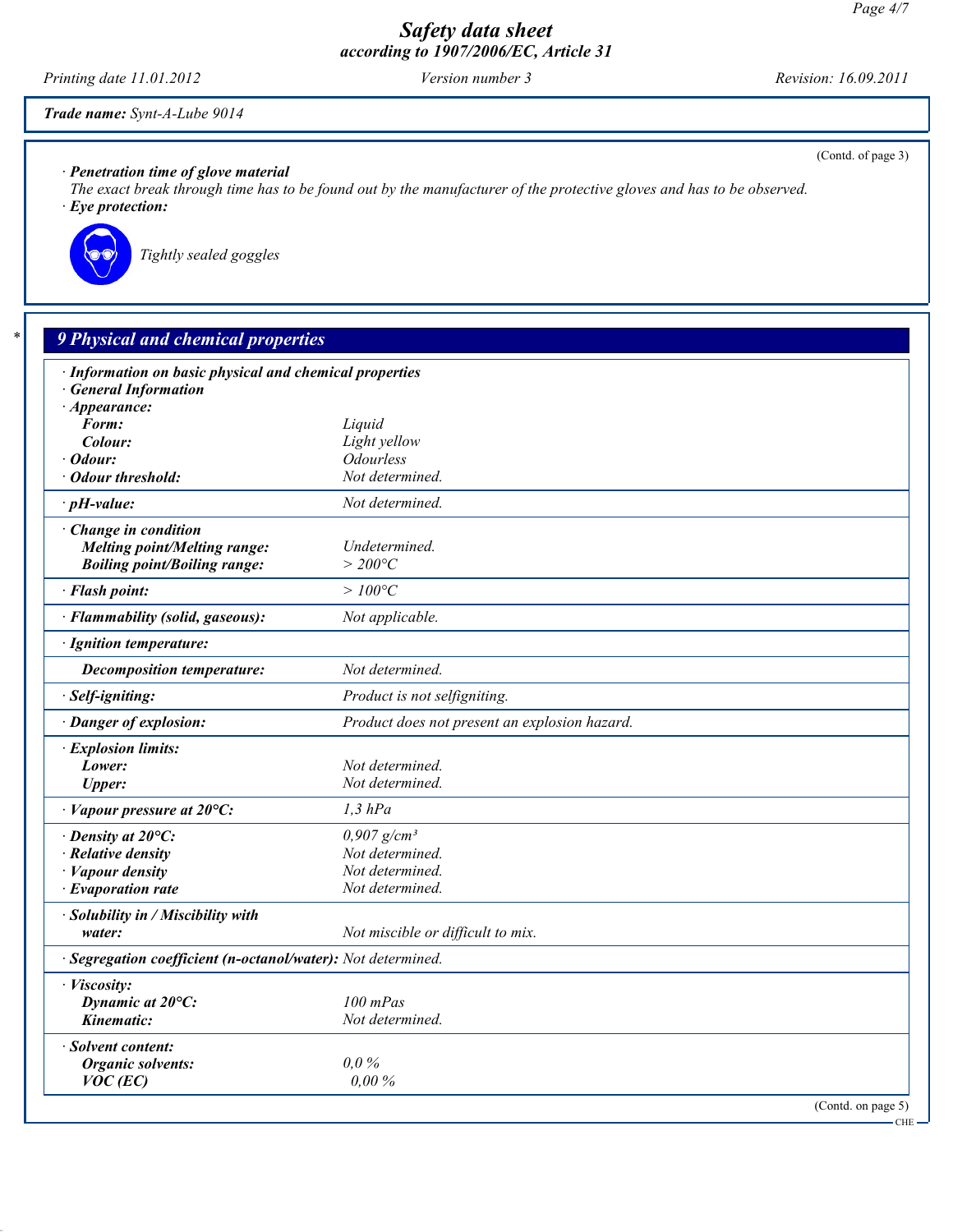**Trade name:** *Synt-A-Lube 9014*

(Contd. of page 3)

· **Penetration time of glove material**
The exact break through time has to be found out by the manufacturer of the protective gloves and has to be observed.

· **Eye protection:**

Tightly sealed goggles

## 9 Physical and chemical properties

| | |
|---|---|
| · **Information on basic physical and chemical properties** | |
| · **General Information** | |
| · **Appearance:** | |
| **Form:** | Liquid |
| **Colour:** | Light yellow |
| · **Odour:** | Odourless |
| · **Odour threshold:** | Not determined. |
| · **pH-value:** | Not determined. |
| · **Change in condition** | |
| **Melting point/Melting range:** | Undetermined. |
| **Boiling point/Boiling range:** | > 200°C |
| · **Flash point:** | > 100°C |
| · **Flammability (solid, gaseous):** | Not applicable. |
| · **Ignition temperature:** | |
| **Decomposition temperature:** | Not determined. |
| · **Self-igniting:** | Product is not selfigniting. |
| · **Danger of explosion:** | Product does not present an explosion hazard. |
| · **Explosion limits:** | |
| **Lower:** | Not determined. |
| **Upper:** | Not determined. |
| · **Vapour pressure at 20°C:** | 1,3 hPa |
| · **Density at 20°C:** | 0,907 g/cm³ |
| · **Relative density** | Not determined. |
| · **Vapour density** | Not determined. |
| · **Evaporation rate** | Not determined. |
| · **Solubility in / Miscibility with** | |
| **water:** | Not miscible or difficult to mix. |
| · **Segregation coefficient (n-octanol/water):** | Not determined. |
| · **Viscosity:** | |
| **Dynamic at 20°C:** | 100 mPas |
| **Kinematic:** | Not determined. |
| · **Solvent content:** | |
| **Organic solvents:** | 0,0 % |
| **VOC (EC)** | 0,00 % |

(Contd. on page 5)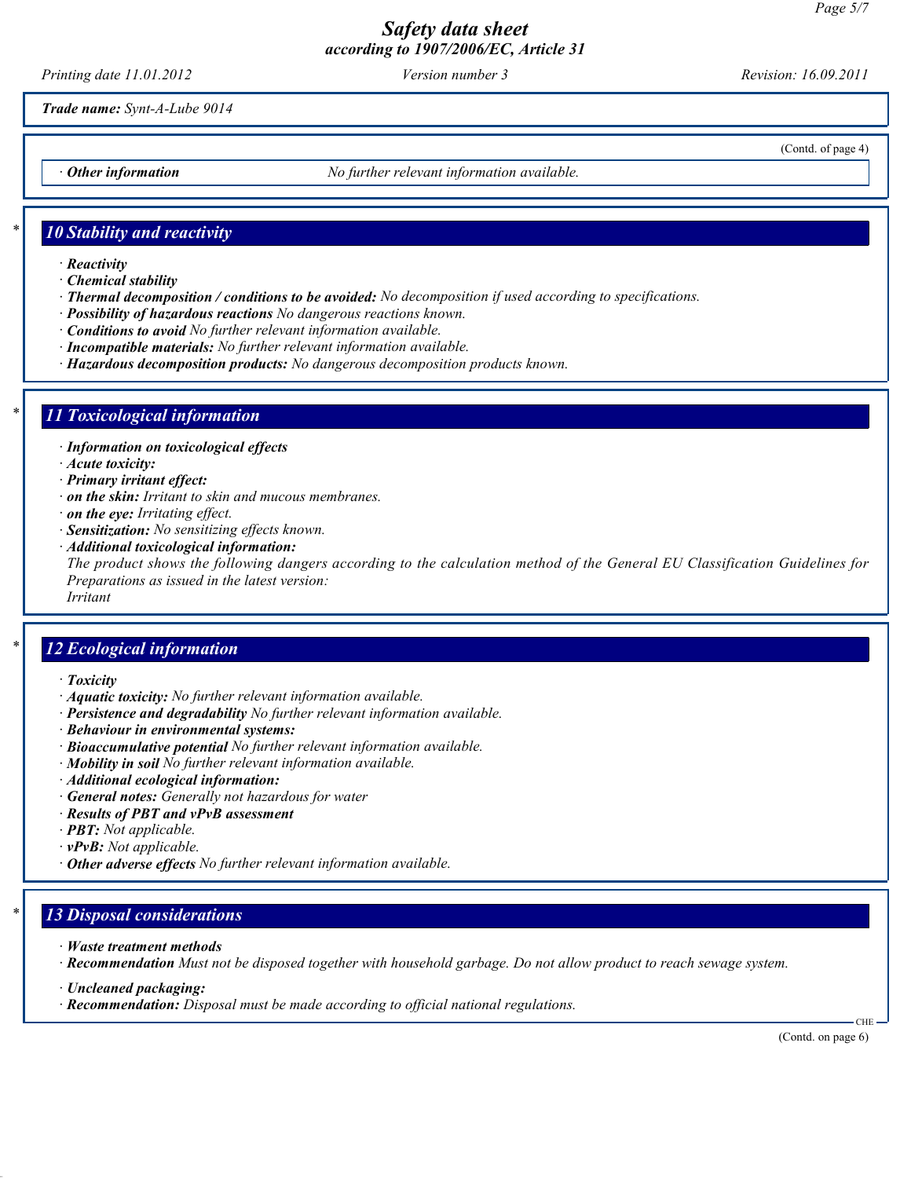(Contd. of page 4)

· **Other information** No further relevant information available.

## 10 Stability and reactivity

· **Reactivity**
· **Chemical stability**
· **Thermal decomposition / conditions to be avoided:** No decomposition if used according to specifications.
· **Possibility of hazardous reactions** No dangerous reactions known.
· **Conditions to avoid** No further relevant information available.
· **Incompatible materials:** No further relevant information available.
· **Hazardous decomposition products:** No dangerous decomposition products known.

## 11 Toxicological information

· **Information on toxicological effects**
· **Acute toxicity:**
· **Primary irritant effect:**
· **on the skin:** Irritant to skin and mucous membranes.
· **on the eye:** Irritating effect.
· **Sensitization:** No sensitizing effects known.
· **Additional toxicological information:**
The product shows the following dangers according to the calculation method of the General EU Classification Guidelines for Preparations as issued in the latest version:
Irritant

## 12 Ecological information

· **Toxicity**
· **Aquatic toxicity:** No further relevant information available.
· **Persistence and degradability** No further relevant information available.
· **Behaviour in environmental systems:**
· **Bioaccumulative potential** No further relevant information available.
· **Mobility in soil** No further relevant information available.
· **Additional ecological information:**
· **General notes:** Generally not hazardous for water
· **Results of PBT and vPvB assessment**
· **PBT:** Not applicable.
· **vPvB:** Not applicable.
· **Other adverse effects** No further relevant information available.

## 13 Disposal considerations

· **Waste treatment methods**
· **Recommendation** Must not be disposed together with household garbage. Do not allow product to reach sewage system.

· **Uncleaned packaging:**
· **Recommendation:** Disposal must be made according to official national regulations.

(Contd. on page 6)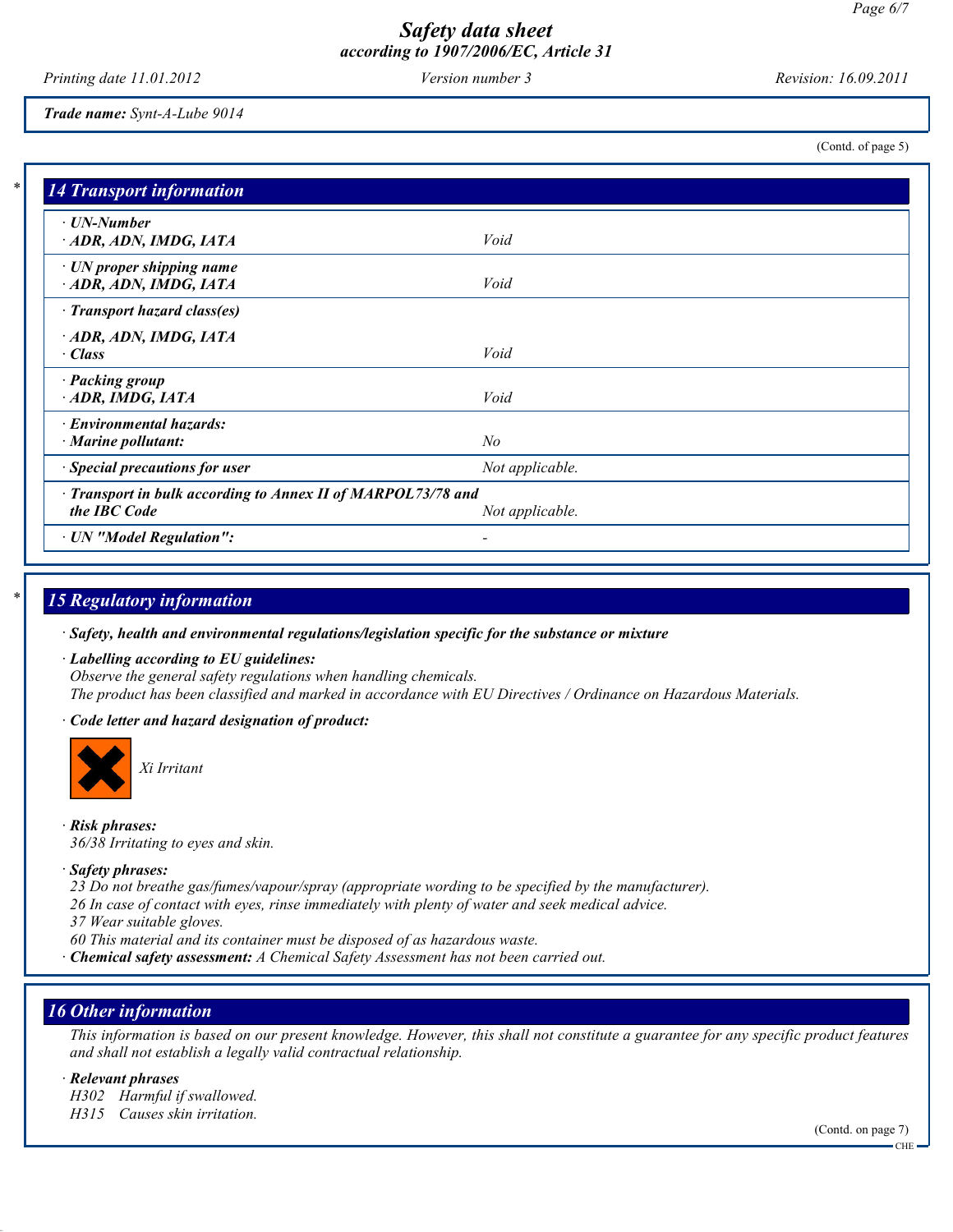Trade name: Synt-A-Lube 9014

(Contd. of page 5)

## 14 Transport information

| | |
|---|---|
| · UN-Number<br>· ADR, ADN, IMDG, IATA | Void |
| · UN proper shipping name<br>· ADR, ADN, IMDG, IATA | Void |
| · Transport hazard class(es)<br>· ADR, ADN, IMDG, IATA<br>· Class | Void |
| · Packing group<br>· ADR, IMDG, IATA | Void |
| · Environmental hazards:<br>· Marine pollutant: | No |
| · Special precautions for user | Not applicable. |
| · Transport in bulk according to Annex II of MARPOL73/78 and the IBC Code | Not applicable. |
| · UN "Model Regulation": | - |

## 15 Regulatory information

· **Safety, health and environmental regulations/legislation specific for the substance or mixture**

· **Labelling according to EU guidelines:**
*Observe the general safety regulations when handling chemicals.*
*The product has been classified and marked in accordance with EU Directives / Ordinance on Hazardous Materials.*

· **Code letter and hazard designation of product:**

Xi Irritant

· **Risk phrases:**
36/38 Irritating to eyes and skin.

· **Safety phrases:**
23 Do not breathe gas/fumes/vapour/spray (appropriate wording to be specified by the manufacturer).
26 In case of contact with eyes, rinse immediately with plenty of water and seek medical advice.
37 Wear suitable gloves.
60 This material and its container must be disposed of as hazardous waste.

· **Chemical safety assessment:** A Chemical Safety Assessment has not been carried out.

## 16 Other information

*This information is based on our present knowledge. However, this shall not constitute a guarantee for any specific product features and shall not establish a legally valid contractual relationship.*

· **Relevant phrases**
H302 Harmful if swallowed.
H315 Causes skin irritation.

(Contd. on page 7)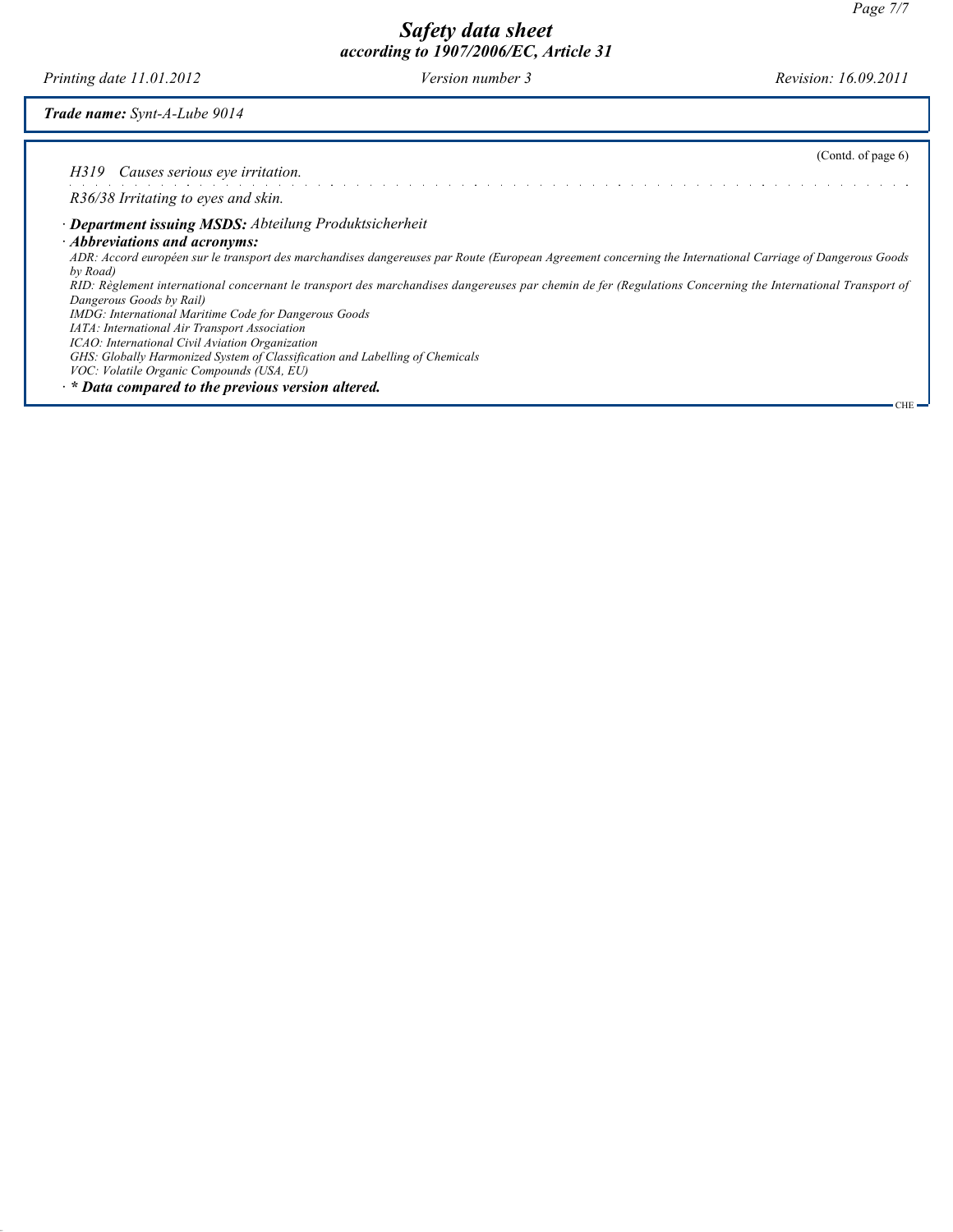(Contd. of page 6)

*H319 Causes serious eye irritation.*

*R36/38 Irritating to eyes and skin.*

· ***Department issuing MSDS:*** *Abteilung Produktsicherheit*

· ***Abbreviations and acronyms:***

*ADR: Accord européen sur le transport des marchandises dangereuses par Route (European Agreement concerning the International Carriage of Dangerous Goods by Road)*
*RID: Règlement international concernant le transport des marchandises dangereuses par chemin de fer (Regulations Concerning the International Transport of Dangerous Goods by Rail)*
*IMDG: International Maritime Code for Dangerous Goods*
*IATA: International Air Transport Association*
*ICAO: International Civil Aviation Organization*
*GHS: Globally Harmonized System of Classification and Labelling of Chemicals*
*VOC: Volatile Organic Compounds (USA, EU)*

· ***\* Data compared to the previous version altered.***